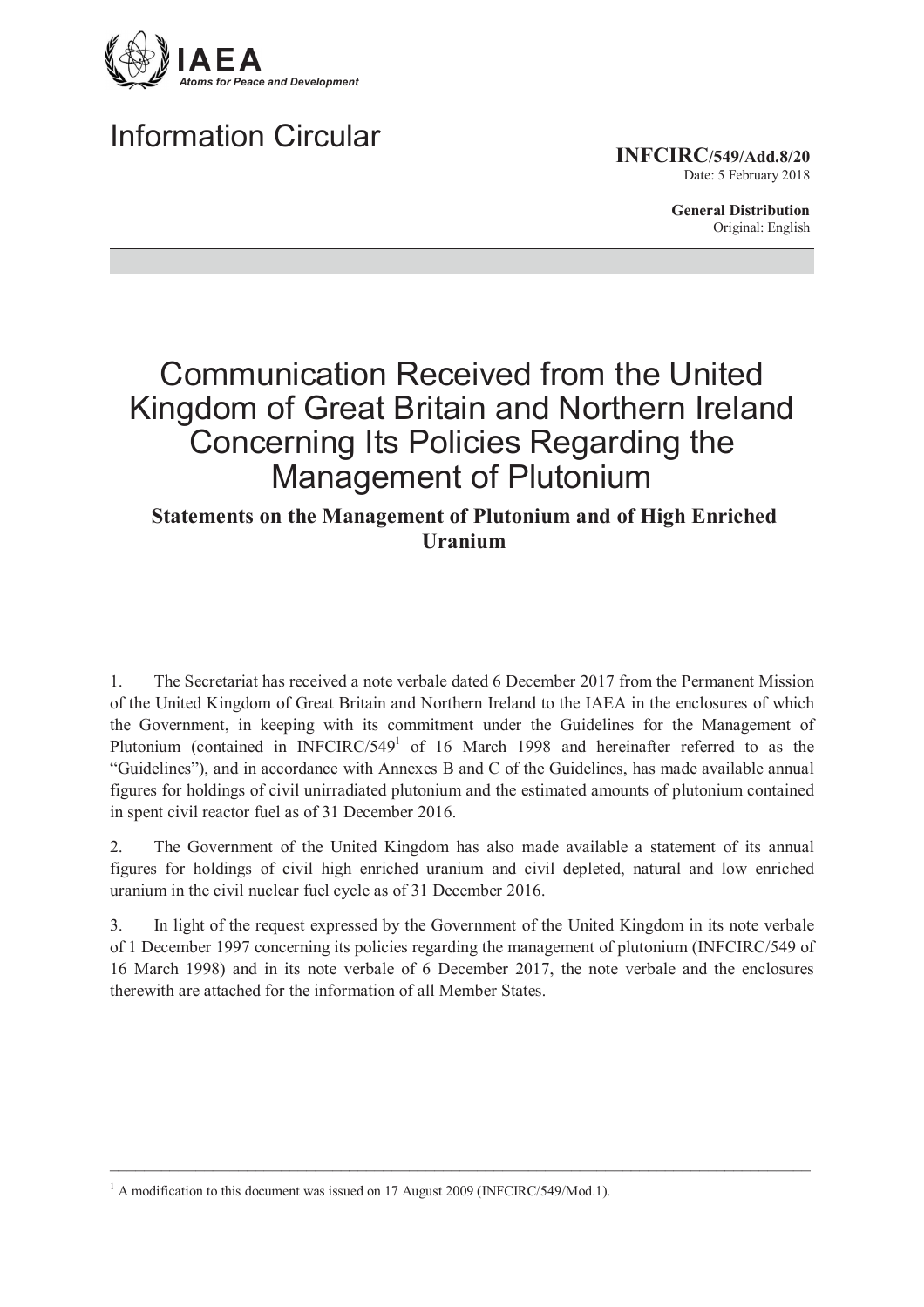IAEA

*Atoms for Peace and Development*

# Information Circular

**INFCIRC/549/Add.8/20**
Date: 5 February 2018

**General Distribution**
Original: English

# Communication Received from the United Kingdom of Great Britain and Northern Ireland Concerning Its Policies Regarding the Management of Plutonium

## Statements on the Management of Plutonium and of High Enriched Uranium

1. The Secretariat has received a note verbale dated 6 December 2017 from the Permanent Mission of the United Kingdom of Great Britain and Northern Ireland to the IAEA in the enclosures of which the Government, in keeping with its commitment under the Guidelines for the Management of Plutonium (contained in INFCIRC/549[1] of 16 March 1998 and hereinafter referred to as the "Guidelines"), and in accordance with Annexes B and C of the Guidelines, has made available annual figures for holdings of civil unirradiated plutonium and the estimated amounts of plutonium contained in spent civil reactor fuel as of 31 December 2016.

2. The Government of the United Kingdom has also made available a statement of its annual figures for holdings of civil high enriched uranium and civil depleted, natural and low enriched uranium in the civil nuclear fuel cycle as of 31 December 2016.

3. In light of the request expressed by the Government of the United Kingdom in its note verbale of 1 December 1997 concerning its policies regarding the management of plutonium (INFCIRC/549 of 16 March 1998) and in its note verbale of 6 December 2017, the note verbale and the enclosures therewith are attached for the information of all Member States.

---

[1] A modification to this document was issued on 17 August 2009 (INFCIRC/549/Mod.1).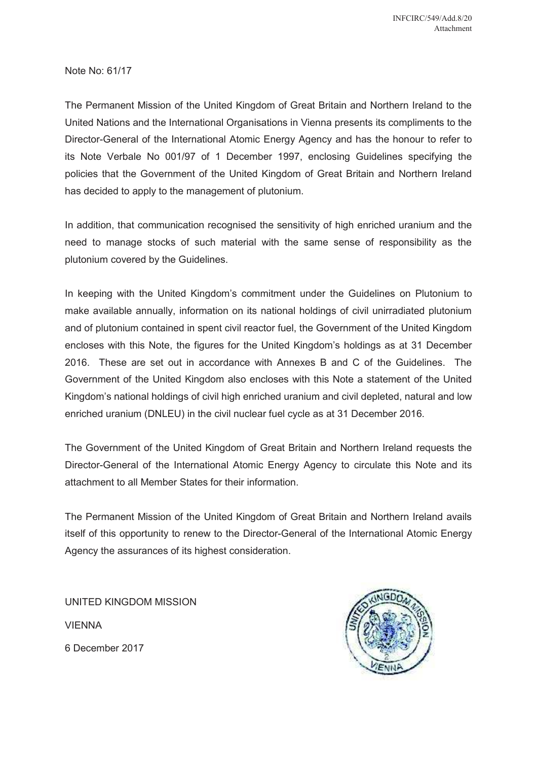Note No: 61/17

The Permanent Mission of the United Kingdom of Great Britain and Northern Ireland to the United Nations and the International Organisations in Vienna presents its compliments to the Director-General of the International Atomic Energy Agency and has the honour to refer to its Note Verbale No 001/97 of 1 December 1997, enclosing Guidelines specifying the policies that the Government of the United Kingdom of Great Britain and Northern Ireland has decided to apply to the management of plutonium.

In addition, that communication recognised the sensitivity of high enriched uranium and the need to manage stocks of such material with the same sense of responsibility as the plutonium covered by the Guidelines.

In keeping with the United Kingdom's commitment under the Guidelines on Plutonium to make available annually, information on its national holdings of civil unirradiated plutonium and of plutonium contained in spent civil reactor fuel, the Government of the United Kingdom encloses with this Note, the figures for the United Kingdom's holdings as at 31 December 2016. These are set out in accordance with Annexes B and C of the Guidelines. The Government of the United Kingdom also encloses with this Note a statement of the United Kingdom's national holdings of civil high enriched uranium and civil depleted, natural and low enriched uranium (DNLEU) in the civil nuclear fuel cycle as at 31 December 2016.

The Government of the United Kingdom of Great Britain and Northern Ireland requests the Director-General of the International Atomic Energy Agency to circulate this Note and its attachment to all Member States for their information.

The Permanent Mission of the United Kingdom of Great Britain and Northern Ireland avails itself of this opportunity to renew to the Director-General of the International Atomic Energy Agency the assurances of its highest consideration.

UNITED KINGDOM MISSION

VIENNA

6 December 2017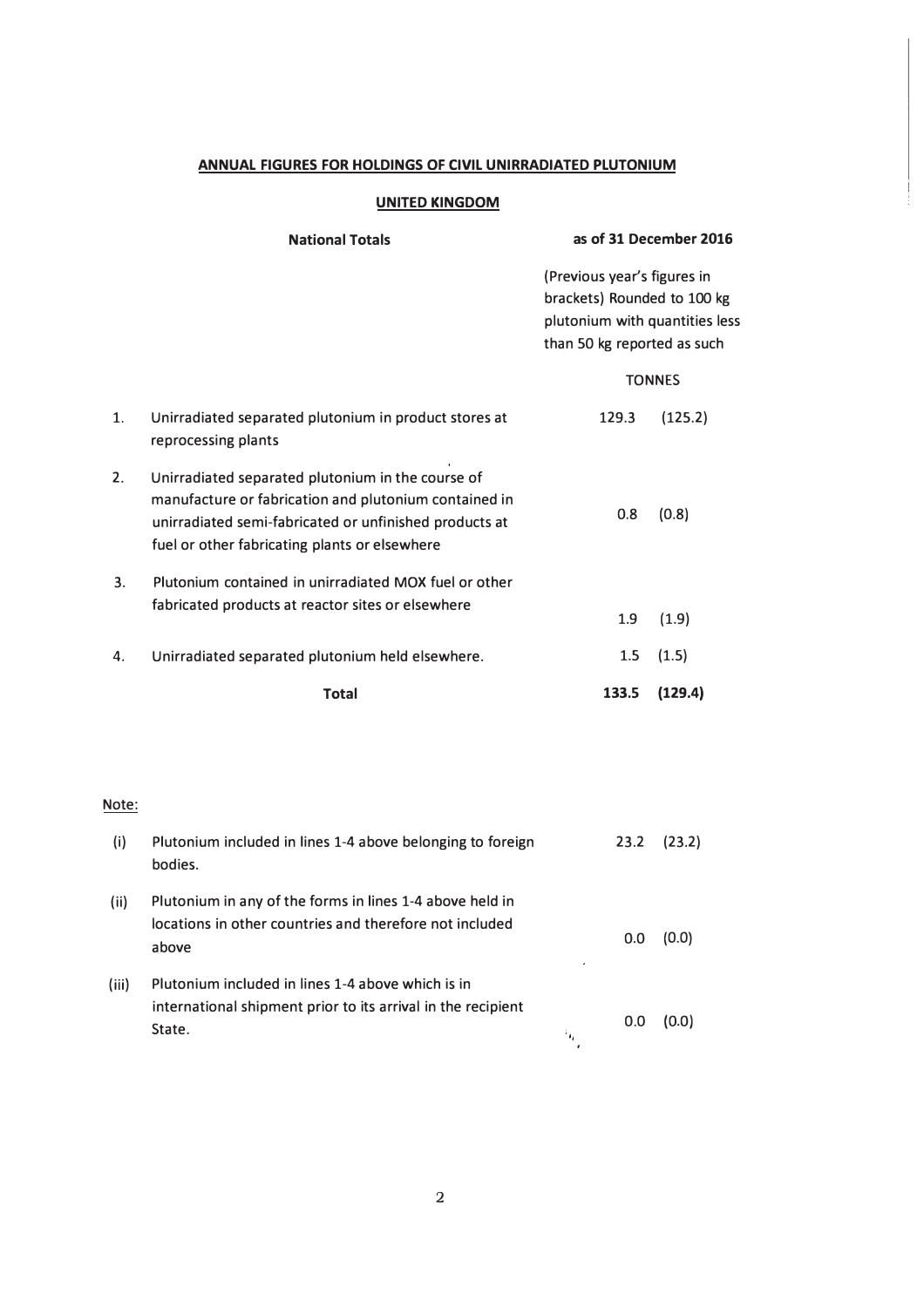## ANNUAL FIGURES FOR HOLDINGS OF CIVIL UNIRRADIATED PLUTONIUM

### UNITED KINGDOM

| | **National Totals** | **as of 31 December 2016** | |
|---|---|---|---|
| | | (Previous year's figures in brackets) Rounded to 100 kg plutonium with quantities less than 50 kg reported as such | |
| | | TONNES | |
| 1. | Unirradiated separated plutonium in product stores at reprocessing plants | 129.3 | (125.2) |
| 2. | Unirradiated separated plutonium in the course of manufacture or fabrication and plutonium contained in unirradiated semi-fabricated or unfinished products at fuel or other fabricating plants or elsewhere | 0.8 | (0.8) |
| 3. | Plutonium contained in unirradiated MOX fuel or other fabricated products at reactor sites or elsewhere | 1.9 | (1.9) |
| 4. | Unirradiated separated plutonium held elsewhere. | 1.5 | (1.5) |
| | **Total** | **133.5** | **(129.4)** |

Note:

| | | | |
|---|---|---|---|
| (i) | Plutonium included in lines 1-4 above belonging to foreign bodies. | 23.2 | (23.2) |
| (ii) | Plutonium in any of the forms in lines 1-4 above held in locations in other countries and therefore not included above | 0.0 | (0.0) |
| (iii) | Plutonium included in lines 1-4 above which is in international shipment prior to its arrival in the recipient State. | 0.0 | (0.0) |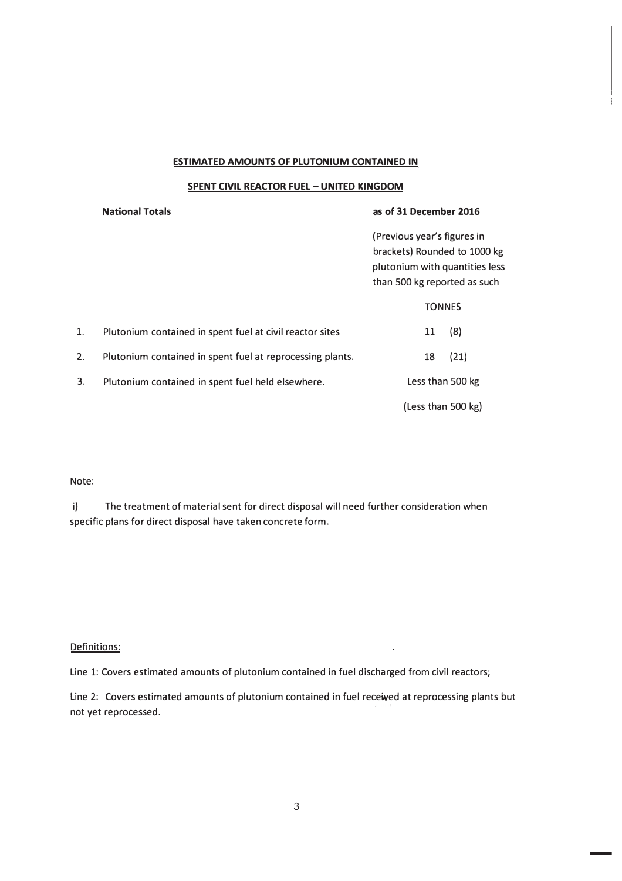## ESTIMATED AMOUNTS OF PLUTONIUM CONTAINED IN

## SPENT CIVIL REACTOR FUEL – UNITED KINGDOM

| | **National Totals** | **as of 31 December 2016** |
|---|---|---|
| | | (Previous year's figures in brackets) Rounded to 1000 kg plutonium with quantities less than 500 kg reported as such |
| | | TONNES |
| 1. | Plutonium contained in spent fuel at civil reactor sites | 11 (8) |
| 2. | Plutonium contained in spent fuel at reprocessing plants. | 18 (21) |
| 3. | Plutonium contained in spent fuel held elsewhere. | Less than 500 kg (Less than 500 kg) |

Note:

i) The treatment of material sent for direct disposal will need further consideration when specific plans for direct disposal have taken concrete form.

Definitions:

Line 1: Covers estimated amounts of plutonium contained in fuel discharged from civil reactors;

Line 2: Covers estimated amounts of plutonium contained in fuel received at reprocessing plants but not yet reprocessed.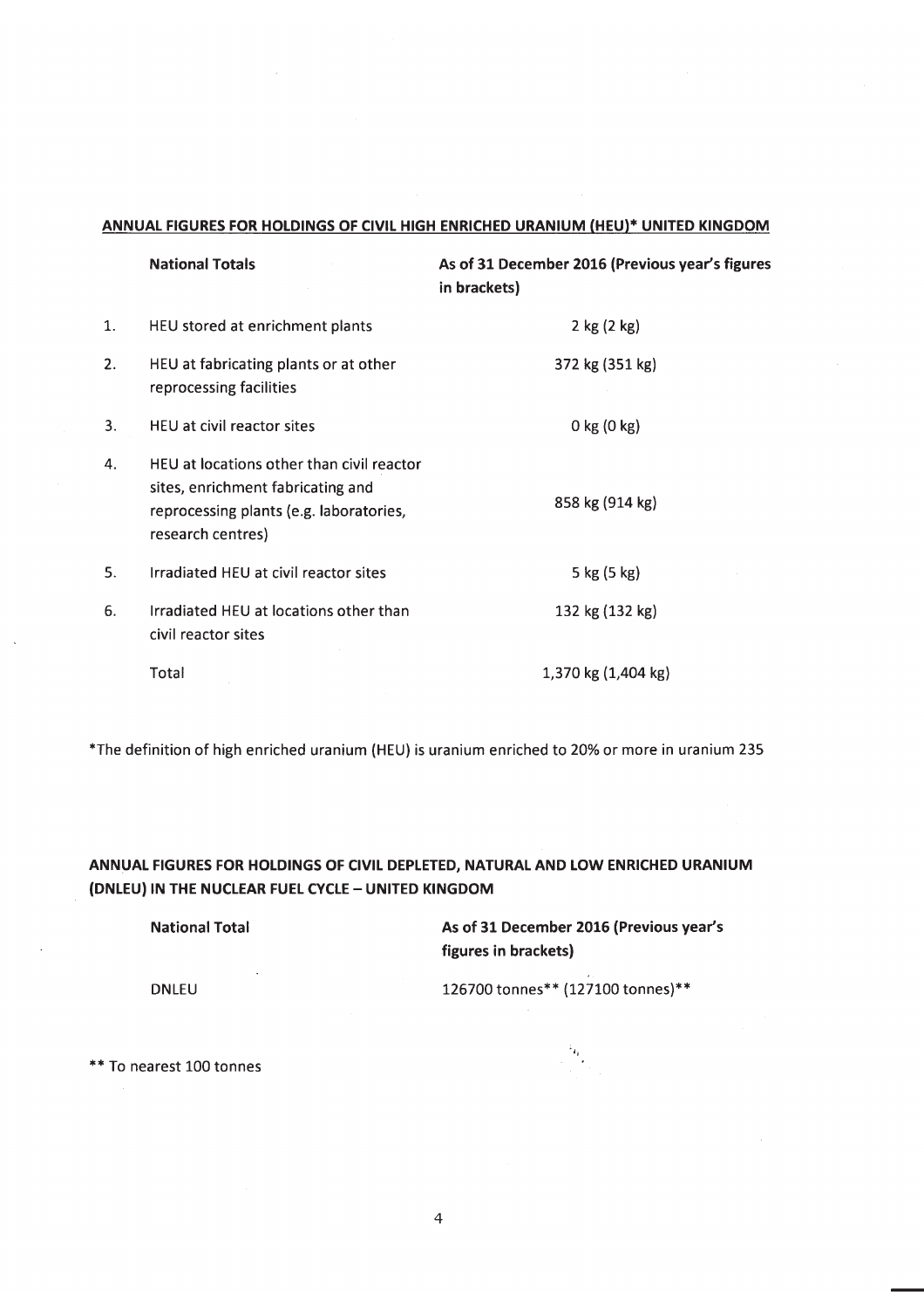## ANNUAL FIGURES FOR HOLDINGS OF CIVIL HIGH ENRICHED URANIUM (HEU)* UNITED KINGDOM

| | National Totals | As of 31 December 2016 (Previous year's figures in brackets) |
|---|---|---|
| 1. | HEU stored at enrichment plants | 2 kg (2 kg) |
| 2. | HEU at fabricating plants or at other reprocessing facilities | 372 kg (351 kg) |
| 3. | HEU at civil reactor sites | 0 kg (0 kg) |
| 4. | HEU at locations other than civil reactor sites, enrichment fabricating and reprocessing plants (e.g. laboratories, research centres) | 858 kg (914 kg) |
| 5. | Irradiated HEU at civil reactor sites | 5 kg (5 kg) |
| 6. | Irradiated HEU at locations other than civil reactor sites | 132 kg (132 kg) |
| | Total | 1,370 kg (1,404 kg) |

*The definition of high enriched uranium (HEU) is uranium enriched to 20% or more in uranium 235

## ANNUAL FIGURES FOR HOLDINGS OF CIVIL DEPLETED, NATURAL AND LOW ENRICHED URANIUM (DNLEU) IN THE NUCLEAR FUEL CYCLE – UNITED KINGDOM

| National Total | As of 31 December 2016 (Previous year's figures in brackets) |
|---|---|
| DNLEU | 126700 tonnes** (127100 tonnes)** |

** To nearest 100 tonnes